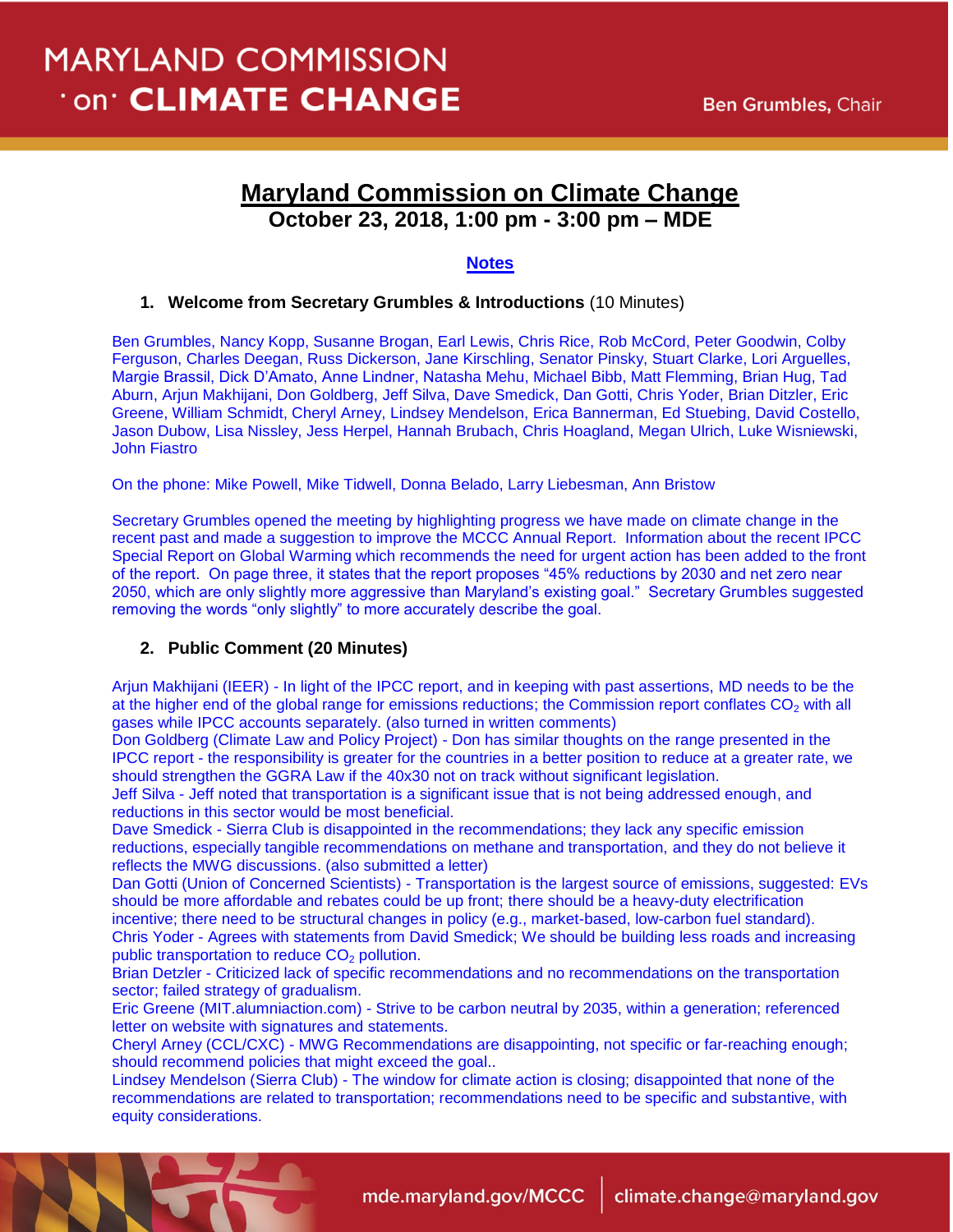# Maryland Commission on Climate Change

## October 23, 2018, 1:00 pm - 3:00 pm – MDE

**Notes**

1. **Welcome from Secretary Grumbles & Introductions** (10 Minutes)

Ben Grumbles, Nancy Kopp, Susanne Brogan, Earl Lewis, Chris Rice, Rob McCord, Peter Goodwin, Colby Ferguson, Charles Deegan, Russ Dickerson, Jane Kirschling, Senator Pinsky, Stuart Clarke, Lori Arguelles, Margie Brassil, Dick D'Amato, Anne Lindner, Natasha Mehu, Michael Bibb, Matt Flemming, Brian Hug, Tad Aburn, Arjun Makhijani, Don Goldberg, Jeff Silva, Dave Smedick, Dan Gotti, Chris Yoder, Brian Ditzler, Eric Greene, William Schmidt, Cheryl Arney, Lindsey Mendelson, Erica Bannerman, Ed Stuebing, David Costello, Jason Dubow, Lisa Nissley, Jess Herpel, Hannah Brubach, Chris Hoagland, Megan Ulrich, Luke Wisniewski, John Fiastro

On the phone: Mike Powell, Mike Tidwell, Donna Belado, Larry Liebesman, Ann Bristow

Secretary Grumbles opened the meeting by highlighting progress we have made on climate change in the recent past and made a suggestion to improve the MCCC Annual Report. Information about the recent IPCC Special Report on Global Warming which recommends the need for urgent action has been added to the front of the report. On page three, it states that the report proposes "45% reductions by 2030 and net zero near 2050, which are only slightly more aggressive than Maryland's existing goal." Secretary Grumbles suggested removing the words "only slightly" to more accurately describe the goal.

2. **Public Comment (20 Minutes)**

Arjun Makhijani (IEER) - In light of the IPCC report, and in keeping with past assertions, MD needs to be the at the higher end of the global range for emissions reductions; the Commission report conflates $CO_2$ with all gases while IPCC accounts separately. (also turned in written comments)
Don Goldberg (Climate Law and Policy Project) - Don has similar thoughts on the range presented in the IPCC report - the responsibility is greater for the countries in a better position to reduce at a greater rate, we should strengthen the GGRA Law if the 40x30 not on track without significant legislation.
Jeff Silva - Jeff noted that transportation is a significant issue that is not being addressed enough, and reductions in this sector would be most beneficial.
Dave Smedick - Sierra Club is disappointed in the recommendations; they lack any specific emission reductions, especially tangible recommendations on methane and transportation, and they do not believe it reflects the MWG discussions. (also submitted a letter)
Dan Gotti (Union of Concerned Scientists) - Transportation is the largest source of emissions, suggested: EVs should be more affordable and rebates could be up front; there should be a heavy-duty electrification incentive; there need to be structural changes in policy (e.g., market-based, low-carbon fuel standard).
Chris Yoder - Agrees with statements from David Smedick; We should be building less roads and increasing public transportation to reduce $CO_2$ pollution.
Brian Detzler - Criticized lack of specific recommendations and no recommendations on the transportation sector; failed strategy of gradualism.
Eric Greene (MIT.alumniaction.com) - Strive to be carbon neutral by 2035, within a generation; referenced letter on website with signatures and statements.
Cheryl Arney (CCL/CXC) - MWG Recommendations are disappointing, not specific or far-reaching enough; should recommend policies that might exceed the goal..
Lindsey Mendelson (Sierra Club) - The window for climate action is closing; disappointed that none of the recommendations are related to transportation; recommendations need to be specific and substantive, with equity considerations.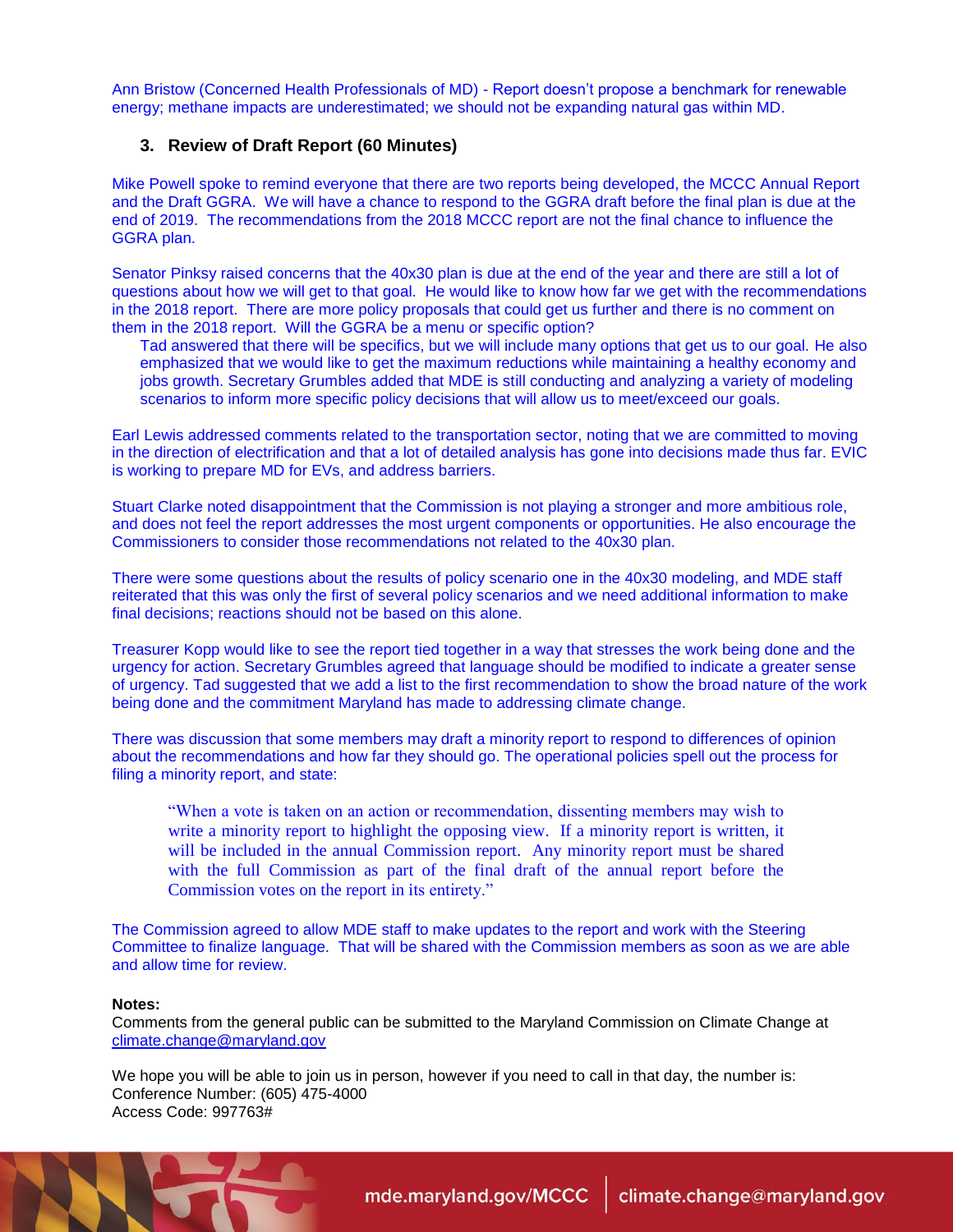Ann Bristow (Concerned Health Professionals of MD) - Report doesn't propose a benchmark for renewable energy; methane impacts are underestimated; we should not be expanding natural gas within MD.

### 3. Review of Draft Report (60 Minutes)

Mike Powell spoke to remind everyone that there are two reports being developed, the MCCC Annual Report and the Draft GGRA. We will have a chance to respond to the GGRA draft before the final plan is due at the end of 2019. The recommendations from the 2018 MCCC report are not the final chance to influence the GGRA plan.

Senator Pinksy raised concerns that the 40x30 plan is due at the end of the year and there are still a lot of questions about how we will get to that goal. He would like to know how far we get with the recommendations in the 2018 report. There are more policy proposals that could get us further and there is no comment on them in the 2018 report. Will the GGRA be a menu or specific option?

> Tad answered that there will be specifics, but we will include many options that get us to our goal. He also emphasized that we would like to get the maximum reductions while maintaining a healthy economy and jobs growth. Secretary Grumbles added that MDE is still conducting and analyzing a variety of modeling scenarios to inform more specific policy decisions that will allow us to meet/exceed our goals.

Earl Lewis addressed comments related to the transportation sector, noting that we are committed to moving in the direction of electrification and that a lot of detailed analysis has gone into decisions made thus far. EVIC is working to prepare MD for EVs, and address barriers.

Stuart Clarke noted disappointment that the Commission is not playing a stronger and more ambitious role, and does not feel the report addresses the most urgent components or opportunities. He also encourage the Commissioners to consider those recommendations not related to the 40x30 plan.

There were some questions about the results of policy scenario one in the 40x30 modeling, and MDE staff reiterated that this was only the first of several policy scenarios and we need additional information to make final decisions; reactions should not be based on this alone.

Treasurer Kopp would like to see the report tied together in a way that stresses the work being done and the urgency for action. Secretary Grumbles agreed that language should be modified to indicate a greater sense of urgency. Tad suggested that we add a list to the first recommendation to show the broad nature of the work being done and the commitment Maryland has made to addressing climate change.

There was discussion that some members may draft a minority report to respond to differences of opinion about the recommendations and how far they should go. The operational policies spell out the process for filing a minority report, and state:

> "When a vote is taken on an action or recommendation, dissenting members may wish to write a minority report to highlight the opposing view. If a minority report is written, it will be included in the annual Commission report. Any minority report must be shared with the full Commission as part of the final draft of the annual report before the Commission votes on the report in its entirety."

The Commission agreed to allow MDE staff to make updates to the report and work with the Steering Committee to finalize language. That will be shared with the Commission members as soon as we are able and allow time for review.

**Notes:**

Comments from the general public can be submitted to the Maryland Commission on Climate Change at climate.change@maryland.gov

We hope you will be able to join us in person, however if you need to call in that day, the number is:
Conference Number: (605) 475-4000
Access Code: 997763#